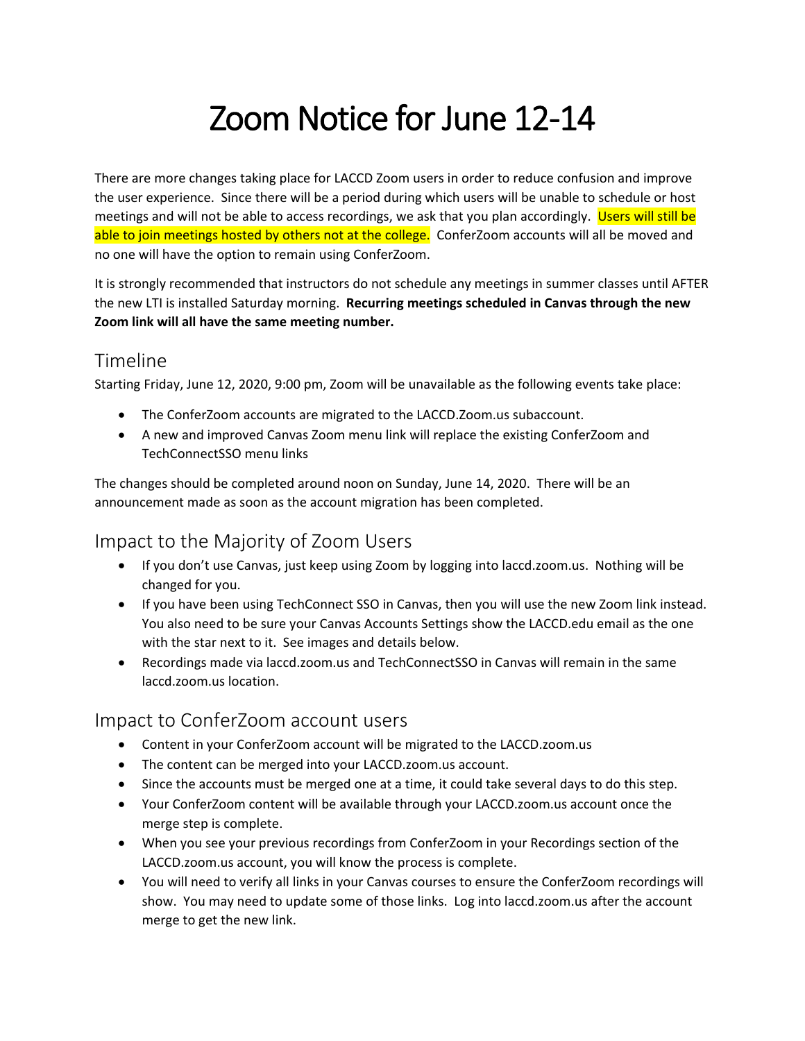# Zoom Notice for June 12-14

There are more changes taking place for LACCD Zoom users in order to reduce confusion and improve the user experience. Since there will be a period during which users will be unable to schedule or host meetings and will not be able to access recordings, we ask that you plan accordingly. Users will still be able to join meetings hosted by others not at the college. ConferZoom accounts will all be moved and no one will have the option to remain using ConferZoom.

It is strongly recommended that instructors do not schedule any meetings in summer classes until AFTER the new LTI is installed Saturday morning. **Recurring meetings scheduled in Canvas through the new Zoom link will all have the same meeting number.**

## Timeline

Starting Friday, June 12, 2020, 9:00 pm, Zoom will be unavailable as the following events take place:

- The ConferZoom accounts are migrated to the LACCD.Zoom.us subaccount.
- A new and improved Canvas Zoom menu link will replace the existing ConferZoom and TechConnectSSO menu links

The changes should be completed around noon on Sunday, June 14, 2020. There will be an announcement made as soon as the account migration has been completed.

## Impact to the Majority of Zoom Users

- If you don't use Canvas, just keep using Zoom by logging into laccd.zoom.us. Nothing will be changed for you.
- If you have been using TechConnect SSO in Canvas, then you will use the new Zoom link instead. You also need to be sure your Canvas Accounts Settings show the LACCD.edu email as the one with the star next to it. See images and details below.
- Recordings made via laccd.zoom.us and TechConnectSSO in Canvas will remain in the same laccd.zoom.us location.

## Impact to ConferZoom account users

- Content in your ConferZoom account will be migrated to the LACCD.zoom.us
- The content can be merged into your LACCD.zoom.us account.
- Since the accounts must be merged one at a time, it could take several days to do this step.
- Your ConferZoom content will be available through your LACCD.zoom.us account once the merge step is complete.
- When you see your previous recordings from ConferZoom in your Recordings section of the LACCD.zoom.us account, you will know the process is complete.
- You will need to verify all links in your Canvas courses to ensure the ConferZoom recordings will show. You may need to update some of those links. Log into laccd.zoom.us after the account merge to get the new link.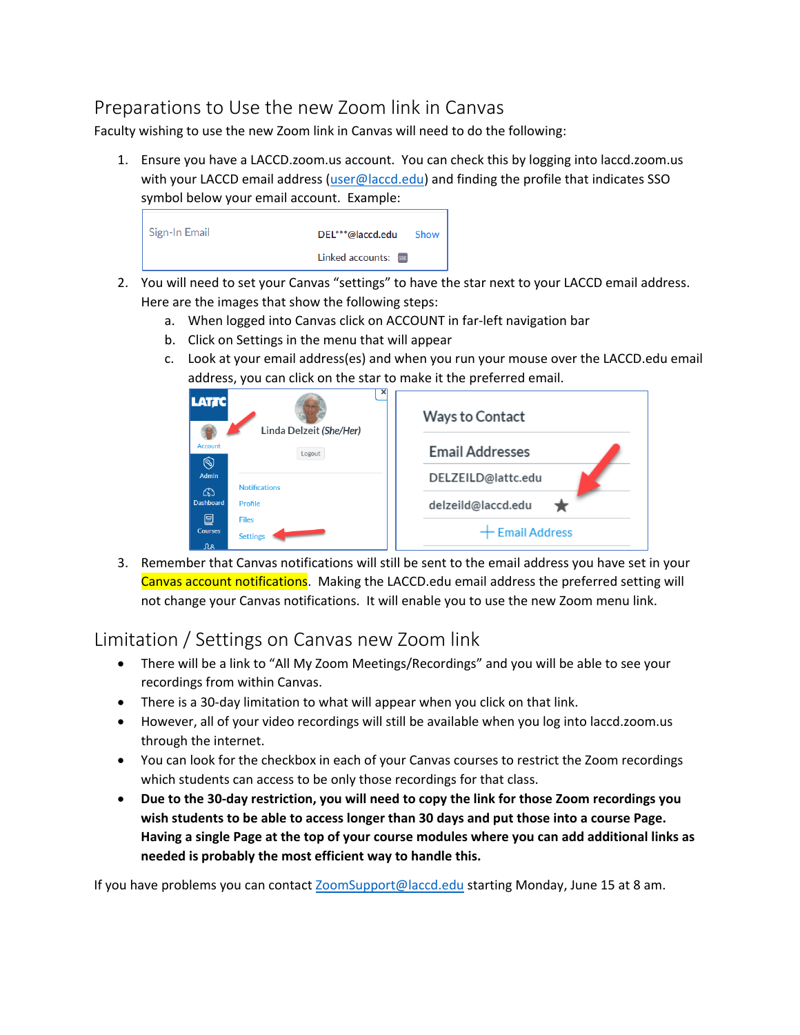## Preparations to Use the new Zoom link in Canvas

Faculty wishing to use the new Zoom link in Canvas will need to do the following:

1. Ensure you have a LACCD.zoom.us account. You can check this by logging into laccd.zoom.us with your LACCD email address (user@laccd.edu) and finding the profile that indicates SSO symbol below your email account. Example:

   Sign-In Email    DEL***@laccd.edu    Show
   Linked accounts:

2. You will need to set your Canvas "settings" to have the star next to your LACCD email address. Here are the images that show the following steps:
   a. When logged into Canvas click on ACCOUNT in far-left navigation bar
   b. Click on Settings in the menu that will appear
   c. Look at your email address(es) and when you run your mouse over the LACCD.edu email address, you can click on the star to make it the preferred email.

   LATTC
   Account
   Admin
   Dashboard
   Courses
   Linda Delzeit (She/Her)
   Logout
   Notifications
   Profile
   Files
   Settings

   Ways to Contact
   Email Addresses
   DELZEILD@lattc.edu
   delzeild@laccd.edu
   + Email Address

3. Remember that Canvas notifications will still be sent to the email address you have set in your Canvas account notifications. Making the LACCD.edu email address the preferred setting will not change your Canvas notifications. It will enable you to use the new Zoom menu link.

## Limitation / Settings on Canvas new Zoom link

- There will be a link to "All My Zoom Meetings/Recordings" and you will be able to see your recordings from within Canvas.
- There is a 30-day limitation to what will appear when you click on that link.
- However, all of your video recordings will still be available when you log into laccd.zoom.us through the internet.
- You can look for the checkbox in each of your Canvas courses to restrict the Zoom recordings which students can access to be only those recordings for that class.
- **Due to the 30-day restriction, you will need to copy the link for those Zoom recordings you wish students to be able to access longer than 30 days and put those into a course Page. Having a single Page at the top of your course modules where you can add additional links as needed is probably the most efficient way to handle this.**

If you have problems you can contact ZoomSupport@laccd.edu starting Monday, June 15 at 8 am.